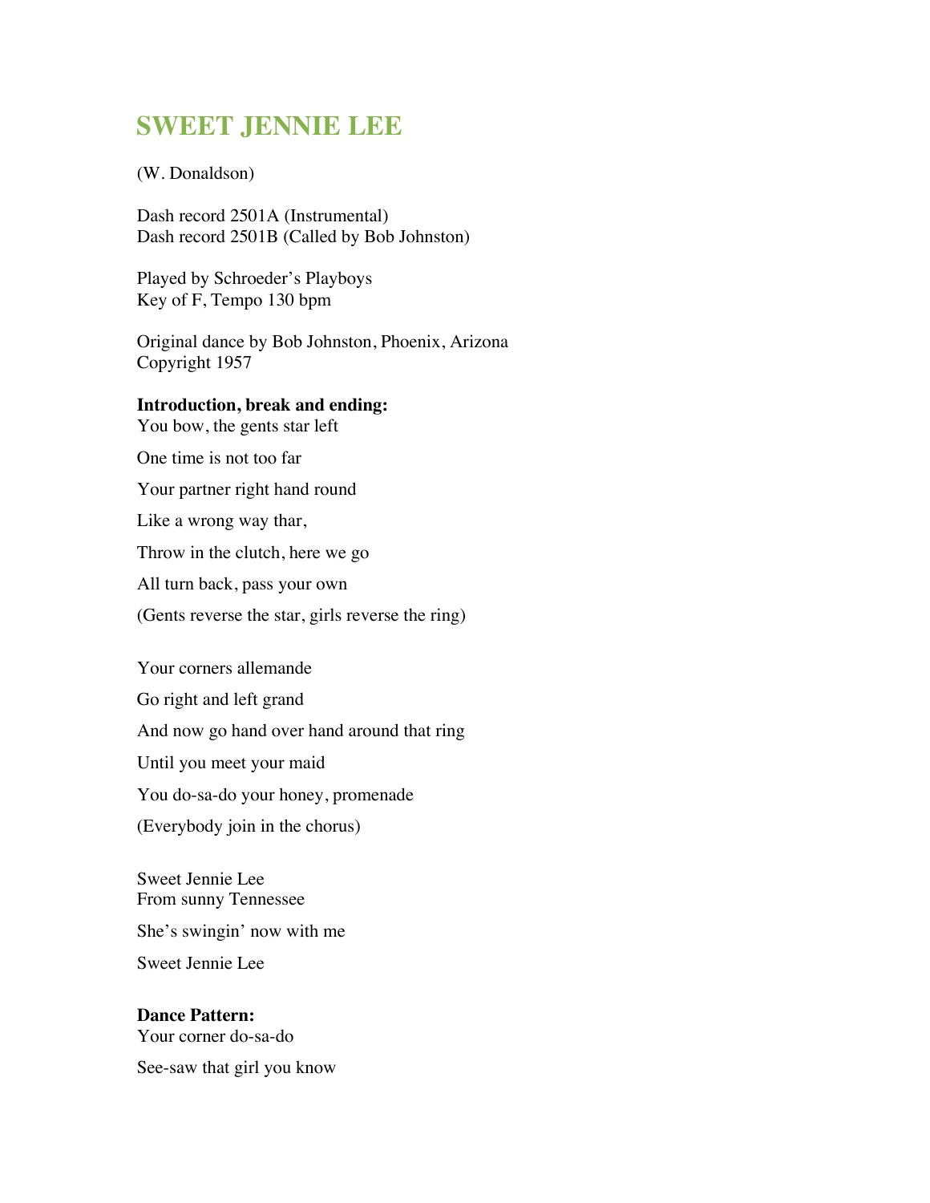# SWEET JENNIE LEE

(W. Donaldson)

Dash record 2501A (Instrumental)
Dash record 2501B (Called by Bob Johnston)

Played by Schroeder's Playboys
Key of F, Tempo 130 bpm

Original dance by Bob Johnston, Phoenix, Arizona
Copyright 1957

**Introduction, break and ending:**
You bow, the gents star left

One time is not too far

Your partner right hand round

Like a wrong way thar,

Throw in the clutch, here we go

All turn back, pass your own

(Gents reverse the star, girls reverse the ring)

Your corners allemande

Go right and left grand

And now go hand over hand around that ring

Until you meet your maid

You do-sa-do your honey, promenade

(Everybody join in the chorus)

Sweet Jennie Lee
From sunny Tennessee

She's swingin' now with me

Sweet Jennie Lee

**Dance Pattern:**
Your corner do-sa-do

See-saw that girl you know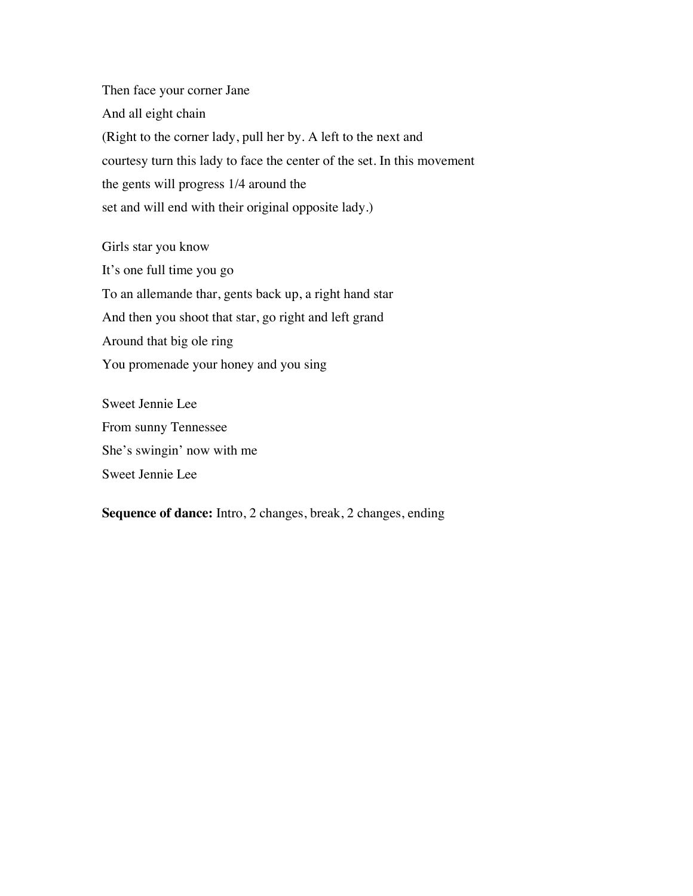Then face your corner Jane
And all eight chain
(Right to the corner lady, pull her by. A left to the next and
courtesy turn this lady to face the center of the set. In this movement
the gents will progress 1/4 around the
set and will end with their original opposite lady.)

Girls star you know
It's one full time you go
To an allemande thar, gents back up, a right hand star
And then you shoot that star, go right and left grand
Around that big ole ring
You promenade your honey and you sing

Sweet Jennie Lee
From sunny Tennessee
She's swingin' now with me
Sweet Jennie Lee

**Sequence of dance:** Intro, 2 changes, break, 2 changes, ending